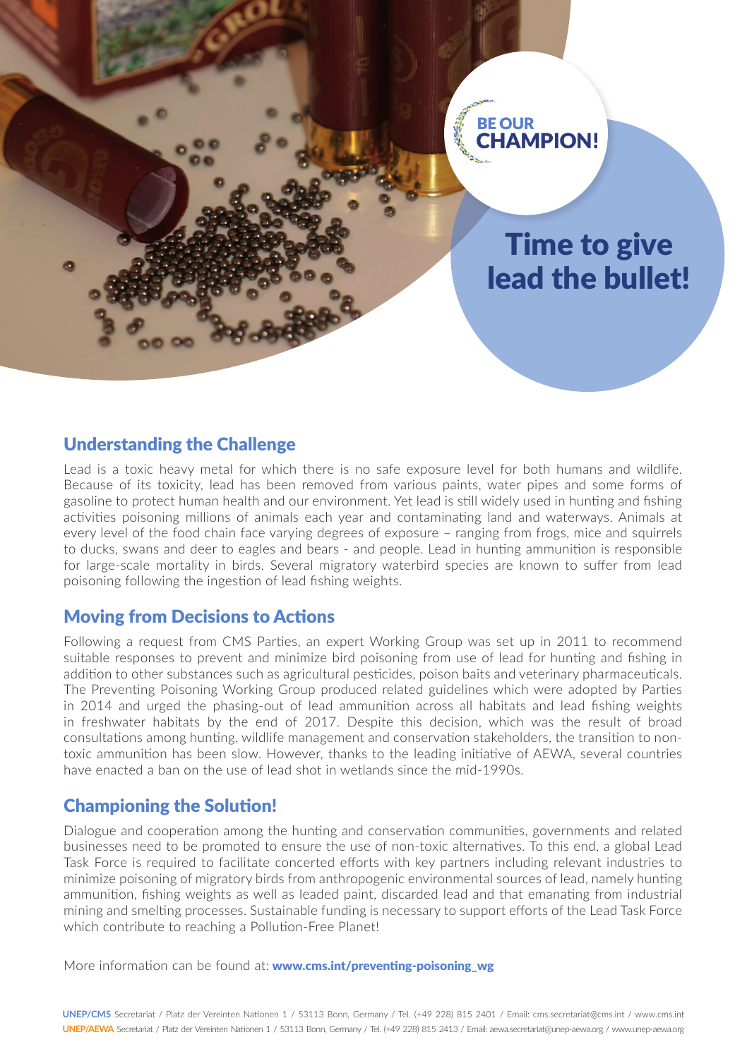BE OUR CHAMPION!

# Time to give lead the bullet!

## Understanding the Challenge

Lead is a toxic heavy metal for which there is no safe exposure level for both humans and wildlife. Because of its toxicity, lead has been removed from various paints, water pipes and some forms of gasoline to protect human health and our environment. Yet lead is still widely used in hunting and fishing activities poisoning millions of animals each year and contaminating land and waterways. Animals at every level of the food chain face varying degrees of exposure – ranging from frogs, mice and squirrels to ducks, swans and deer to eagles and bears - and people. Lead in hunting ammunition is responsible for large-scale mortality in birds. Several migratory waterbird species are known to suffer from lead poisoning following the ingestion of lead fishing weights.

## Moving from Decisions to Actions

Following a request from CMS Parties, an expert Working Group was set up in 2011 to recommend suitable responses to prevent and minimize bird poisoning from use of lead for hunting and fishing in addition to other substances such as agricultural pesticides, poison baits and veterinary pharmaceuticals. The Preventing Poisoning Working Group produced related guidelines which were adopted by Parties in 2014 and urged the phasing-out of lead ammunition across all habitats and lead fishing weights in freshwater habitats by the end of 2017. Despite this decision, which was the result of broad consultations among hunting, wildlife management and conservation stakeholders, the transition to non-toxic ammunition has been slow. However, thanks to the leading initiative of AEWA, several countries have enacted a ban on the use of lead shot in wetlands since the mid-1990s.

## Championing the Solution!

Dialogue and cooperation among the hunting and conservation communities, governments and related businesses need to be promoted to ensure the use of non-toxic alternatives. To this end, a global Lead Task Force is required to facilitate concerted efforts with key partners including relevant industries to minimize poisoning of migratory birds from anthropogenic environmental sources of lead, namely hunting ammunition, fishing weights as well as leaded paint, discarded lead and that emanating from industrial mining and smelting processes. Sustainable funding is necessary to support efforts of the Lead Task Force which contribute to reaching a Pollution-Free Planet!

More information can be found at: **www.cms.int/preventing-poisoning_wg**

**UNEP/CMS** Secretariat / Platz der Vereinten Nationen 1 / 53113 Bonn, Germany / Tel. (+49 228) 815 2401 / Email: cms.secretariat@cms.int / www.cms.int

**UNEP/AEWA** Secretariat / Platz der Vereinten Nationen 1 / 53113 Bonn, Germany / Tel. (+49 228) 815 2413 / Email: aewa.secretariat@unep-aewa.org / www.unep-aewa.org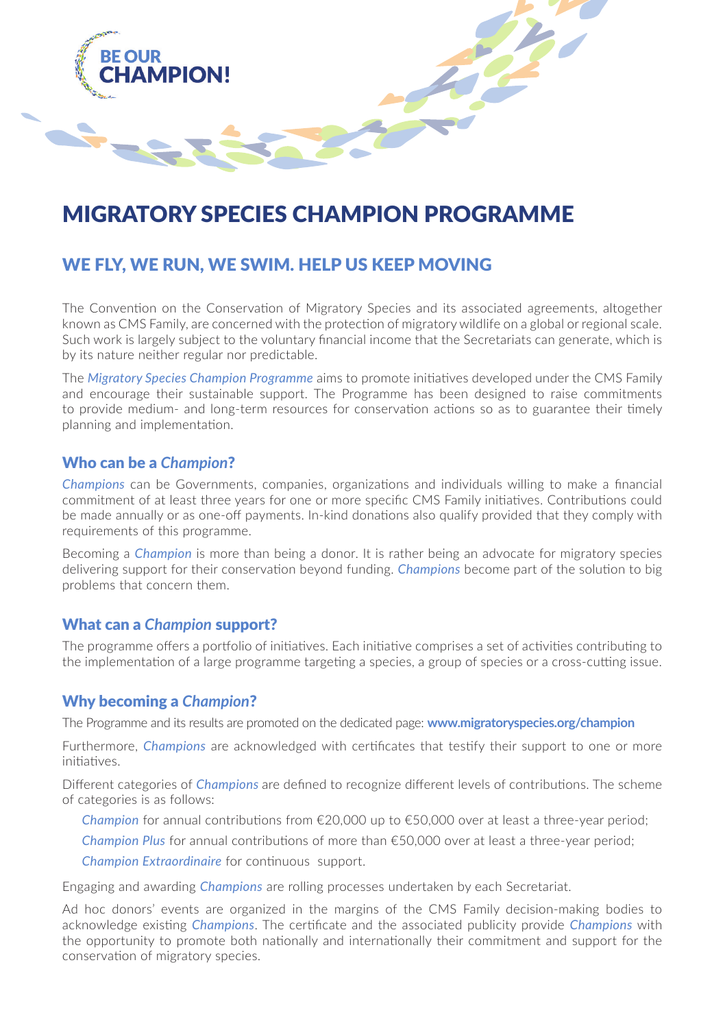BE OUR CHAMPION!

# MIGRATORY SPECIES CHAMPION PROGRAMME

## WE FLY, WE RUN, WE SWIM. HELP US KEEP MOVING

The Convention on the Conservation of Migratory Species and its associated agreements, altogether known as CMS Family, are concerned with the protection of migratory wildlife on a global or regional scale. Such work is largely subject to the voluntary financial income that the Secretariats can generate, which is by its nature neither regular nor predictable.

The *Migratory Species Champion Programme* aims to promote initiatives developed under the CMS Family and encourage their sustainable support. The Programme has been designed to raise commitments to provide medium- and long-term resources for conservation actions so as to guarantee their timely planning and implementation.

### Who can be a *Champion*?

*Champions* can be Governments, companies, organizations and individuals willing to make a financial commitment of at least three years for one or more specific CMS Family initiatives. Contributions could be made annually or as one-off payments. In-kind donations also qualify provided that they comply with requirements of this programme.

Becoming a *Champion* is more than being a donor. It is rather being an advocate for migratory species delivering support for their conservation beyond funding. *Champions* become part of the solution to big problems that concern them.

### What can a *Champion* support?

The programme offers a portfolio of initiatives. Each initiative comprises a set of activities contributing to the implementation of a large programme targeting a species, a group of species or a cross-cutting issue.

### Why becoming a *Champion*?

The Programme and its results are promoted on the dedicated page: **www.migratoryspecies.org/champion**

Furthermore, *Champions* are acknowledged with certificates that testify their support to one or more initiatives.

Different categories of *Champions* are defined to recognize different levels of contributions. The scheme of categories is as follows:

- *Champion* for annual contributions from €20,000 up to €50,000 over at least a three-year period;
- *Champion Plus* for annual contributions of more than €50,000 over at least a three-year period;
- *Champion Extraordinaire* for continuous support.

Engaging and awarding *Champions* are rolling processes undertaken by each Secretariat.

Ad hoc donors' events are organized in the margins of the CMS Family decision-making bodies to acknowledge existing *Champions*. The certificate and the associated publicity provide *Champions* with the opportunity to promote both nationally and internationally their commitment and support for the conservation of migratory species.